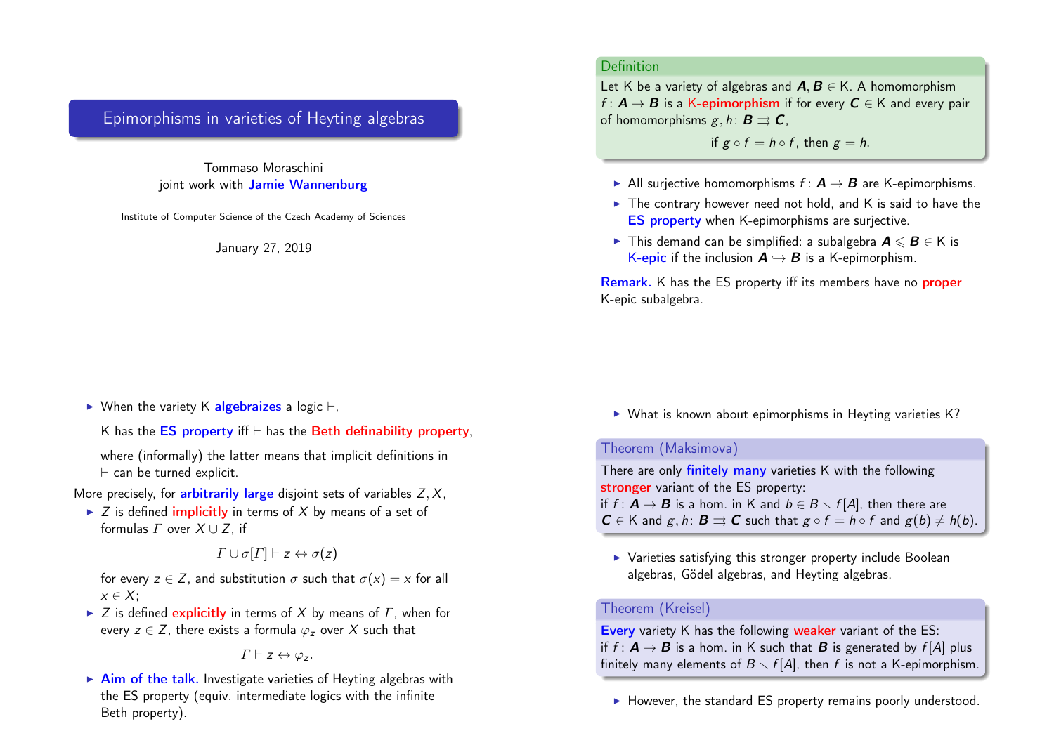# Epimorphisms in varieties of Heyting algebras

Tommaso Moraschini
joint work with **Jamie Wannenburg**

Institute of Computer Science of the Czech Academy of Sciences

January 27, 2019

---

**Definition**

Let K be a variety of algebras and $\boldsymbol{A}, \boldsymbol{B} \in \mathsf{K}$. A homomorphism $f \colon \boldsymbol{A} \to \boldsymbol{B}$ is a **K-epimorphism** if for every $\boldsymbol{C} \in \mathsf{K}$ and every pair of homomorphisms $g, h \colon \boldsymbol{B} \rightrightarrows \boldsymbol{C}$,

$$\text{if } g \circ f = h \circ f, \text{ then } g = h.$$

- All surjective homomorphisms $f \colon \boldsymbol{A} \to \boldsymbol{B}$ are K-epimorphisms.
- The contrary however need not hold, and K is said to have the **ES property** when K-epimorphisms are surjective.
- This demand can be simplified: a subalgebra $\boldsymbol{A} \leqslant \boldsymbol{B} \in \mathsf{K}$ is **K-epic** if the inclusion $\boldsymbol{A} \hookrightarrow \boldsymbol{B}$ is a K-epimorphism.

**Remark.** K has the ES property iff its members have no **proper** K-epic subalgebra.

---

- When the variety K **algebraizes** a logic $\vdash$,

  K has the **ES property** iff $\vdash$ has the **Beth definability property**,

  where (informally) the latter means that implicit definitions in $\vdash$ can be turned explicit.

More precisely, for **arbitrarily large** disjoint sets of variables $Z, X$,

- $Z$ is defined **implicitly** in terms of $X$ by means of a set of formulas $\Gamma$ over $X \cup Z$, if

  $$\Gamma \cup \sigma[\Gamma] \vdash z \leftrightarrow \sigma(z)$$

  for every $z \in Z$, and substitution $\sigma$ such that $\sigma(x) = x$ for all $x \in X$;
- $Z$ is defined **explicitly** in terms of $X$ by means of $\Gamma$, when for every $z \in Z$, there exists a formula $\varphi_z$ over $X$ such that

  $$\Gamma \vdash z \leftrightarrow \varphi_z.$$

- **Aim of the talk.** Investigate varieties of Heyting algebras with the ES property (equiv. intermediate logics with the infinite Beth property).

---

- What is known about epimorphisms in Heyting varieties K?

**Theorem (Maksimova)**

There are only **finitely many** varieties K with the following **stronger** variant of the ES property:
if $f \colon \boldsymbol{A} \to \boldsymbol{B}$ is a hom. in K and $b \in B \smallsetminus f[A]$, then there are $\boldsymbol{C} \in \mathsf{K}$ and $g, h \colon \boldsymbol{B} \rightrightarrows \boldsymbol{C}$ such that $g \circ f = h \circ f$ and $g(b) \neq h(b)$.

- Varieties satisfying this stronger property include Boolean algebras, Gödel algebras, and Heyting algebras.

**Theorem (Kreisel)**

**Every** variety K has the following **weaker** variant of the ES:
if $f \colon \boldsymbol{A} \to \boldsymbol{B}$ is a hom. in K such that $\boldsymbol{B}$ is generated by $f[A]$ plus finitely many elements of $B \smallsetminus f[A]$, then $f$ is not a K-epimorphism.

- However, the standard ES property remains poorly understood.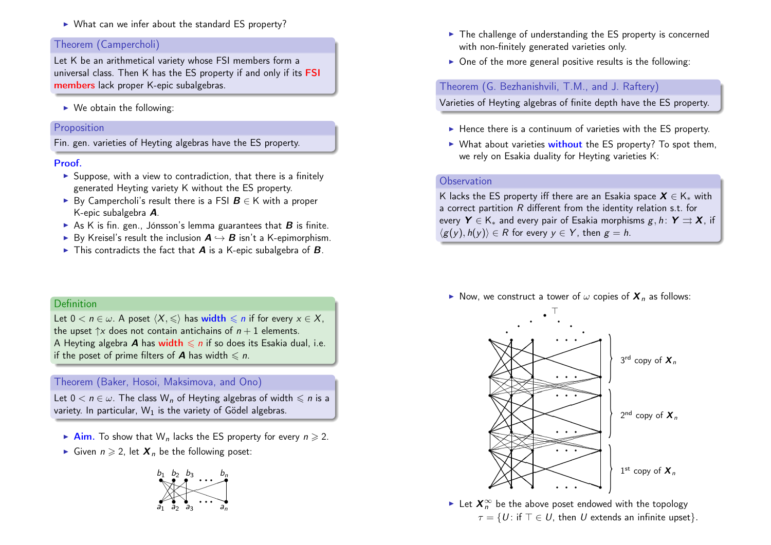- What can we infer about the standard ES property?

**Theorem (Campercholi)**

Let K be an arithmetical variety whose FSI members form a universal class. Then K has the ES property if and only if its **FSI members** lack proper K-epic subalgebras.

- We obtain the following:

**Proposition**

Fin. gen. varieties of Heyting algebras have the ES property.

**Proof.**

- Suppose, with a view to contradiction, that there is a finitely generated Heyting variety K without the ES property.
- By Campercholi's result there is a FSI $\boldsymbol{B} \in \mathsf{K}$ with a proper K-epic subalgebra $\boldsymbol{A}$.
- As K is fin. gen., Jónsson's lemma guarantees that $\boldsymbol{B}$ is finite.
- By Kreisel's result the inclusion $\boldsymbol{A} \hookrightarrow \boldsymbol{B}$ isn't a K-epimorphism.
- This contradicts the fact that $\boldsymbol{A}$ is a K-epic subalgebra of $\boldsymbol{B}$.

**Definition**

Let $0 < n \in \omega$. A poset $\langle X, \leqslant \rangle$ has **width $\leqslant n$** if for every $x \in X$, the upset $\uparrow x$ does not contain antichains of $n+1$ elements.
A Heyting algebra $\boldsymbol{A}$ has **width $\leqslant n$** if so does its Esakia dual, i.e. if the poset of prime filters of $\boldsymbol{A}$ has width $\leqslant n$.

**Theorem (Baker, Hosoi, Maksimova, and Ono)**

Let $0 < n \in \omega$. The class $\mathsf{W}_n$ of Heyting algebras of width $\leqslant n$ is a variety. In particular, $\mathsf{W}_1$ is the variety of Gödel algebras.

- **Aim.** To show that $\mathsf{W}_n$ lacks the ES property for every $n \geqslant 2$.
- Given $n \geqslant 2$, let $\boldsymbol{X}_n$ be the following poset:

$b_1 \; b_2 \; b_3 \; \dots \; b_n$

$a_1 \; a_2 \; a_3 \; \dots \; a_n$

- The challenge of understanding the ES property is concerned with non-finitely generated varieties only.
- One of the more general positive results is the following:

**Theorem (G. Bezhanishvili, T.M., and J. Raftery)**

Varieties of Heyting algebras of finite depth have the ES property.

- Hence there is a continuum of varieties with the ES property.
- What about varieties **without** the ES property? To spot them, we rely on Esakia duality for Heyting varieties K:

**Observation**

K lacks the ES property iff there are an Esakia space $\boldsymbol{X} \in \mathsf{K}_*$ with a correct partition $R$ different from the identity relation s.t. for every $\boldsymbol{Y} \in \mathsf{K}_*$ and every pair of Esakia morphisms $g, h \colon \boldsymbol{Y} \rightrightarrows \boldsymbol{X}$, if $\langle g(y), h(y) \rangle \in R$ for every $y \in Y$, then $g = h$.

- Now, we construct a tower of $\omega$ copies of $\boldsymbol{X}_n$ as follows:

$\top$

3rd copy of $\boldsymbol{X}_n$

2nd copy of $\boldsymbol{X}_n$

1st copy of $\boldsymbol{X}_n$

- Let $\boldsymbol{X}_n^{\infty}$ be the above poset endowed with the topology

$$\tau = \{U \colon \text{if } \top \in U, \text{ then } U \text{ extends an infinite upset}\}.$$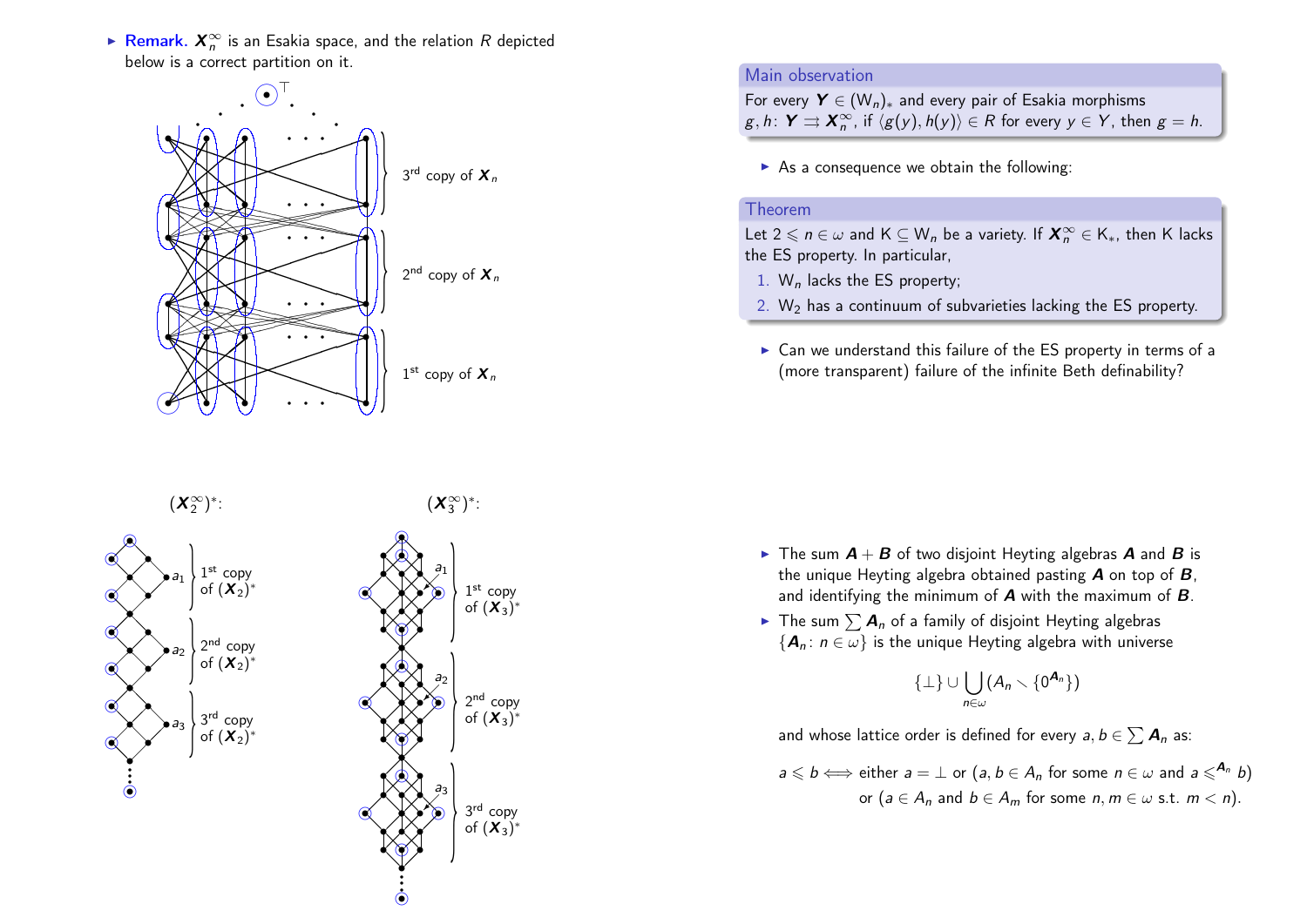- **Remark.** $\boldsymbol{X}_n^\infty$ is an Esakia space, and the relation $R$ depicted below is a correct partition on it.

3rd copy of $\boldsymbol{X}_n$

2nd copy of $\boldsymbol{X}_n$

1st copy of $\boldsymbol{X}_n$

$(\boldsymbol{X}_2^\infty)^*$:

1st copy of $(\boldsymbol{X}_2)^*$

2nd copy of $(\boldsymbol{X}_2)^*$

3rd copy of $(\boldsymbol{X}_2)^*$

$(\boldsymbol{X}_3^\infty)^*$:

1st copy of $(\boldsymbol{X}_3)^*$

2nd copy of $(\boldsymbol{X}_3)^*$

3rd copy of $(\boldsymbol{X}_3)^*$

### Main observation

For every $\boldsymbol{Y} \in (\mathsf{W}_n)_*$ and every pair of Esakia morphisms $g, h \colon \boldsymbol{Y} \rightrightarrows \boldsymbol{X}_n^\infty$, if $\langle g(y), h(y) \rangle \in R$ for every $y \in Y$, then $g = h$.

- As a consequence we obtain the following:

### Theorem

Let $2 \leqslant n \in \omega$ and $\mathsf{K} \subseteq \mathsf{W}_n$ be a variety. If $\boldsymbol{X}_n^\infty \in \mathsf{K}_*$, then $\mathsf{K}$ lacks the ES property. In particular,

1. $\mathsf{W}_n$ lacks the ES property;
2. $\mathsf{W}_2$ has a continuum of subvarieties lacking the ES property.

- Can we understand this failure of the ES property in terms of a (more transparent) failure of the infinite Beth definability?

- The sum $\boldsymbol{A} + \boldsymbol{B}$ of two disjoint Heyting algebras $\boldsymbol{A}$ and $\boldsymbol{B}$ is the unique Heyting algebra obtained pasting $\boldsymbol{A}$ on top of $\boldsymbol{B}$, and identifying the minimum of $\boldsymbol{A}$ with the maximum of $\boldsymbol{B}$.
- The sum $\sum \boldsymbol{A}_n$ of a family of disjoint Heyting algebras $\{\boldsymbol{A}_n \colon n \in \omega\}$ is the unique Heyting algebra with universe

$$\{\bot\} \cup \bigcup_{n \in \omega} (A_n \smallsetminus \{0^{\boldsymbol{A}_n}\})$$

and whose lattice order is defined for every $a, b \in \sum \boldsymbol{A}_n$ as:

$$a \leqslant b \iff \text{either } a = \bot \text{ or } (a, b \in A_n \text{ for some } n \in \omega \text{ and } a \leqslant^{\boldsymbol{A}_n} b)$$
$$\text{or } (a \in A_n \text{ and } b \in A_m \text{ for some } n, m \in \omega \text{ s.t. } m < n).$$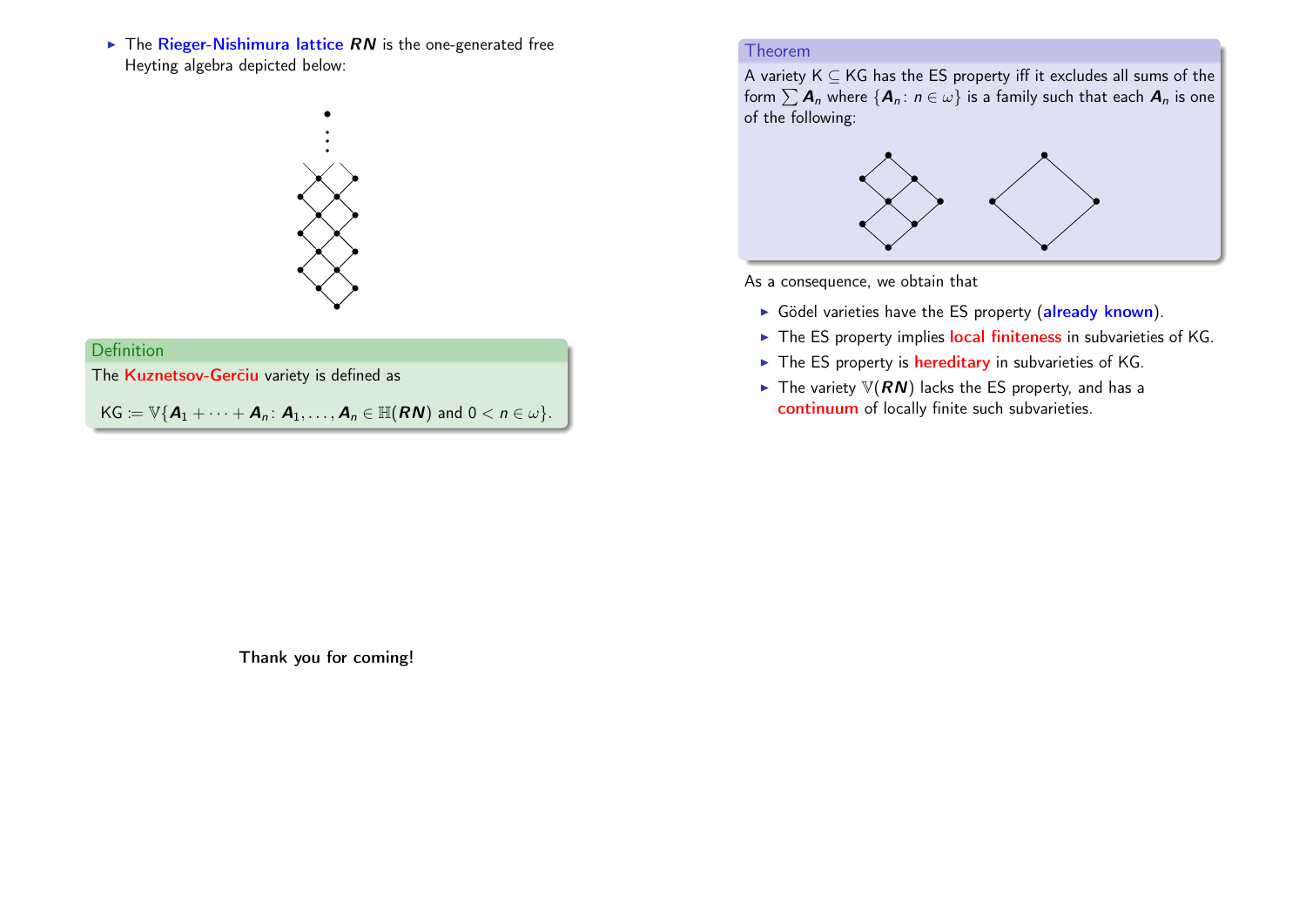- The **Rieger-Nishimura lattice** $\boldsymbol{RN}$ is the one-generated free Heyting algebra depicted below:

**Definition**

The **Kuznetsov-Gerčiu** variety is defined as

$$\mathsf{KG} := \mathbb{V}\{\boldsymbol{A}_1 + \cdots + \boldsymbol{A}_n \colon \boldsymbol{A}_1, \ldots, \boldsymbol{A}_n \in \mathbb{H}(\boldsymbol{RN}) \text{ and } 0 < n \in \omega\}.$$

**Theorem**

A variety $\mathsf{K} \subseteq \mathsf{KG}$ has the ES property iff it excludes all sums of the form $\sum \boldsymbol{A}_n$ where $\{\boldsymbol{A}_n \colon n \in \omega\}$ is a family such that each $\boldsymbol{A}_n$ is one of the following:

As a consequence, we obtain that

- Gödel varieties have the ES property (**already known**).
- The ES property implies **local finiteness** in subvarieties of KG.
- The ES property is **hereditary** in subvarieties of KG.
- The variety $\mathbb{V}(\boldsymbol{RN})$ lacks the ES property, and has a **continuum** of locally finite such subvarieties.

**Thank you for coming!**